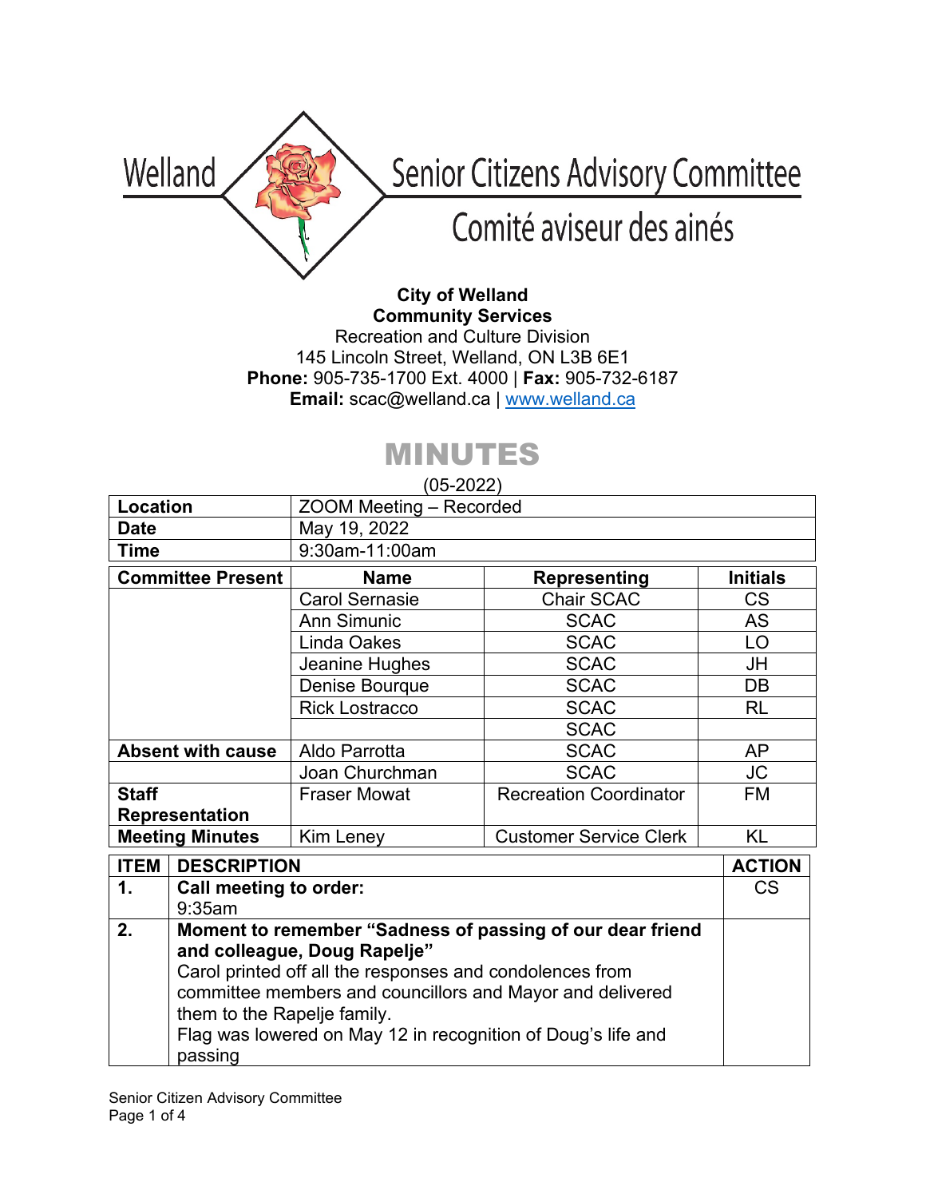Welland Senior Citizens Advisory Committee

Comité aviseur des ainés

**City of Welland**
**Community Services**
Recreation and Culture Division
145 Lincoln Street, Welland, ON L3B 6E1
**Phone:** 905-735-1700 Ext. 4000 | **Fax:** 905-732-6187
**Email:** scac@welland.ca | www.welland.ca

# MINUTES

(05-2022)

| **Location** | ZOOM Meeting – Recorded | | |
|---|---|---|---|
| **Date** | May 19, 2022 | | |
| **Time** | 9:30am-11:00am | | |
| **Committee Present** | **Name** | **Representing** | **Initials** |
| | Carol Sernasie | Chair SCAC | CS |
| | Ann Simunic | SCAC | AS |
| | Linda Oakes | SCAC | LO |
| | Jeanine Hughes | SCAC | JH |
| | Denise Bourque | SCAC | DB |
| | Rick Lostracco | SCAC | RL |
| | | SCAC | |
| **Absent with cause** | Aldo Parrotta | SCAC | AP |
| | Joan Churchman | SCAC | JC |
| **Staff Representation** | Fraser Mowat | Recreation Coordinator | FM |
| **Meeting Minutes** | Kim Leney | Customer Service Clerk | KL |

| **ITEM** | **DESCRIPTION** | **ACTION** |
|---|---|---|
| **1.** | **Call meeting to order:**<br>9:35am | CS |
| **2.** | **Moment to remember "Sadness of passing of our dear friend and colleague, Doug Rapelje"**<br>Carol printed off all the responses and condolences from committee members and councillors and Mayor and delivered them to the Rapelje family.<br>Flag was lowered on May 12 in recognition of Doug's life and passing | |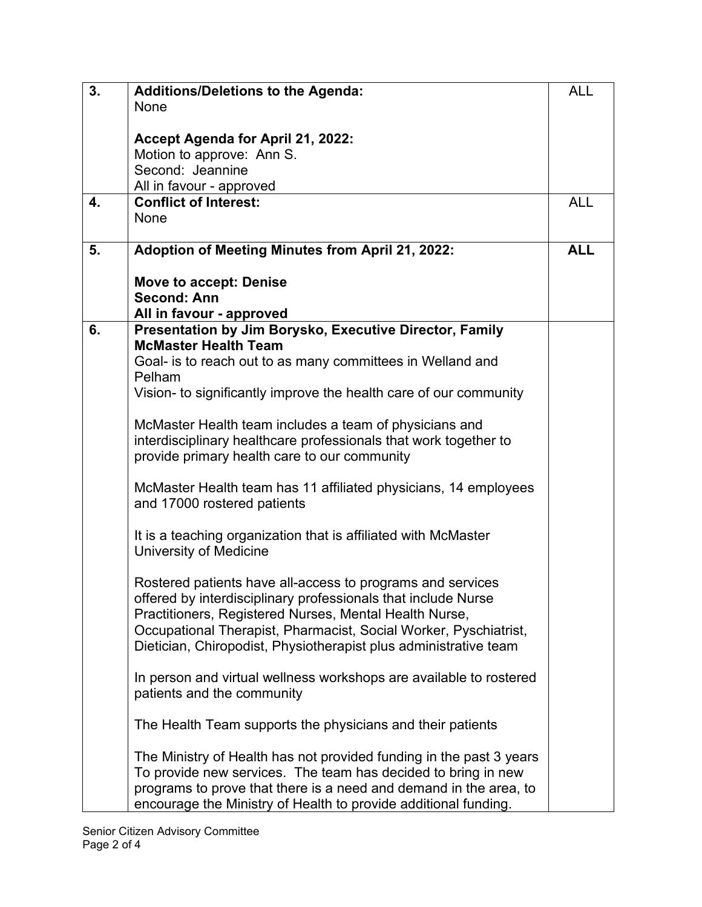| | | |
|---|---|---|
| 3. | **Additions/Deletions to the Agenda:**<br>None<br><br>**Accept Agenda for April 21, 2022:**<br>Motion to approve: Ann S.<br>Second: Jeannine<br>All in favour - approved | ALL |
| 4. | **Conflict of Interest:**<br>None | ALL |
| 5. | **Adoption of Meeting Minutes from April 21, 2022:**<br><br>**Move to accept: Denise**<br>**Second: Ann**<br>**All in favour - approved** | **ALL** |
| 6. | **Presentation by Jim Borysko, Executive Director, Family McMaster Health Team**<br>Goal- is to reach out to as many committees in Welland and Pelham<br>Vision- to significantly improve the health care of our community<br><br>McMaster Health team includes a team of physicians and interdisciplinary healthcare professionals that work together to provide primary health care to our community<br><br>McMaster Health team has 11 affiliated physicians, 14 employees and 17000 rostered patients<br><br>It is a teaching organization that is affiliated with McMaster University of Medicine<br><br>Rostered patients have all-access to programs and services offered by interdisciplinary professionals that include Nurse Practitioners, Registered Nurses, Mental Health Nurse, Occupational Therapist, Pharmacist, Social Worker, Pyschiatrist, Dietician, Chiropodist, Physiotherapist plus administrative team<br><br>In person and virtual wellness workshops are available to rostered patients and the community<br><br>The Health Team supports the physicians and their patients<br><br>The Ministry of Health has not provided funding in the past 3 years To provide new services. The team has decided to bring in new programs to prove that there is a need and demand in the area, to encourage the Ministry of Health to provide additional funding. | |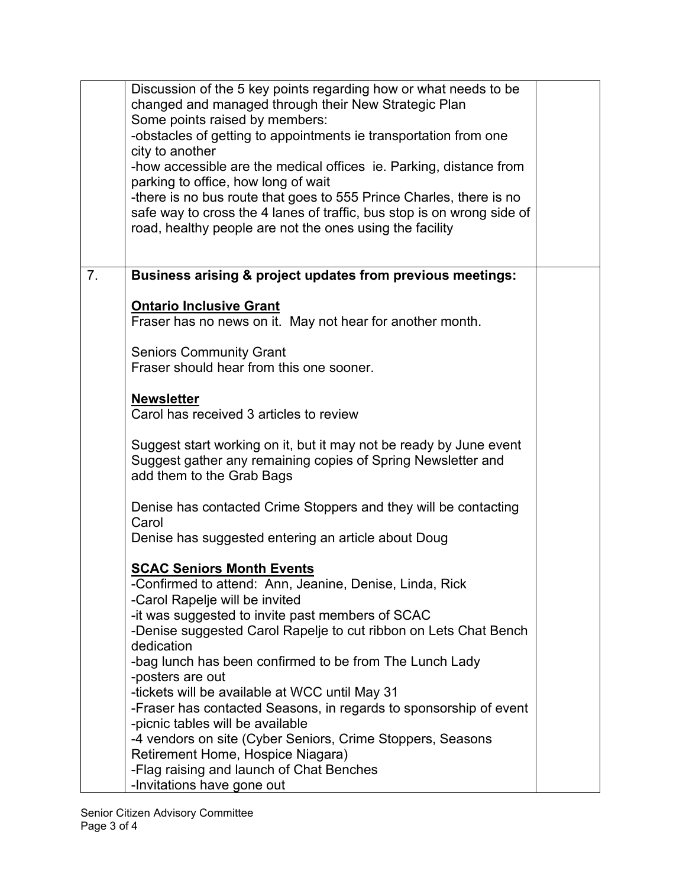| | | |
|---|---|---|
| | Discussion of the 5 key points regarding how or what needs to be changed and managed through their New Strategic Plan<br>Some points raised by members:<br>-obstacles of getting to appointments ie transportation from one city to another<br>-how accessible are the medical offices ie. Parking, distance from parking to office, how long of wait<br>-there is no bus route that goes to 555 Prince Charles, there is no safe way to cross the 4 lanes of traffic, bus stop is on wrong side of road, healthy people are not the ones using the facility | |
| 7. | **Business arising & project updates from previous meetings:**<br><br>**Ontario Inclusive Grant**<br>Fraser has no news on it. May not hear for another month.<br><br>Seniors Community Grant<br>Fraser should hear from this one sooner.<br><br>**Newsletter**<br>Carol has received 3 articles to review<br><br>Suggest start working on it, but it may not be ready by June event<br>Suggest gather any remaining copies of Spring Newsletter and add them to the Grab Bags<br><br>Denise has contacted Crime Stoppers and they will be contacting Carol<br>Denise has suggested entering an article about Doug<br><br>**SCAC Seniors Month Events**<br>-Confirmed to attend: Ann, Jeanine, Denise, Linda, Rick<br>-Carol Rapelje will be invited<br>-it was suggested to invite past members of SCAC<br>-Denise suggested Carol Rapelje to cut ribbon on Lets Chat Bench dedication<br>-bag lunch has been confirmed to be from The Lunch Lady<br>-posters are out<br>-tickets will be available at WCC until May 31<br>-Fraser has contacted Seasons, in regards to sponsorship of event<br>-picnic tables will be available<br>-4 vendors on site (Cyber Seniors, Crime Stoppers, Seasons Retirement Home, Hospice Niagara)<br>-Flag raising and launch of Chat Benches<br>-Invitations have gone out | |

Senior Citizen Advisory Committee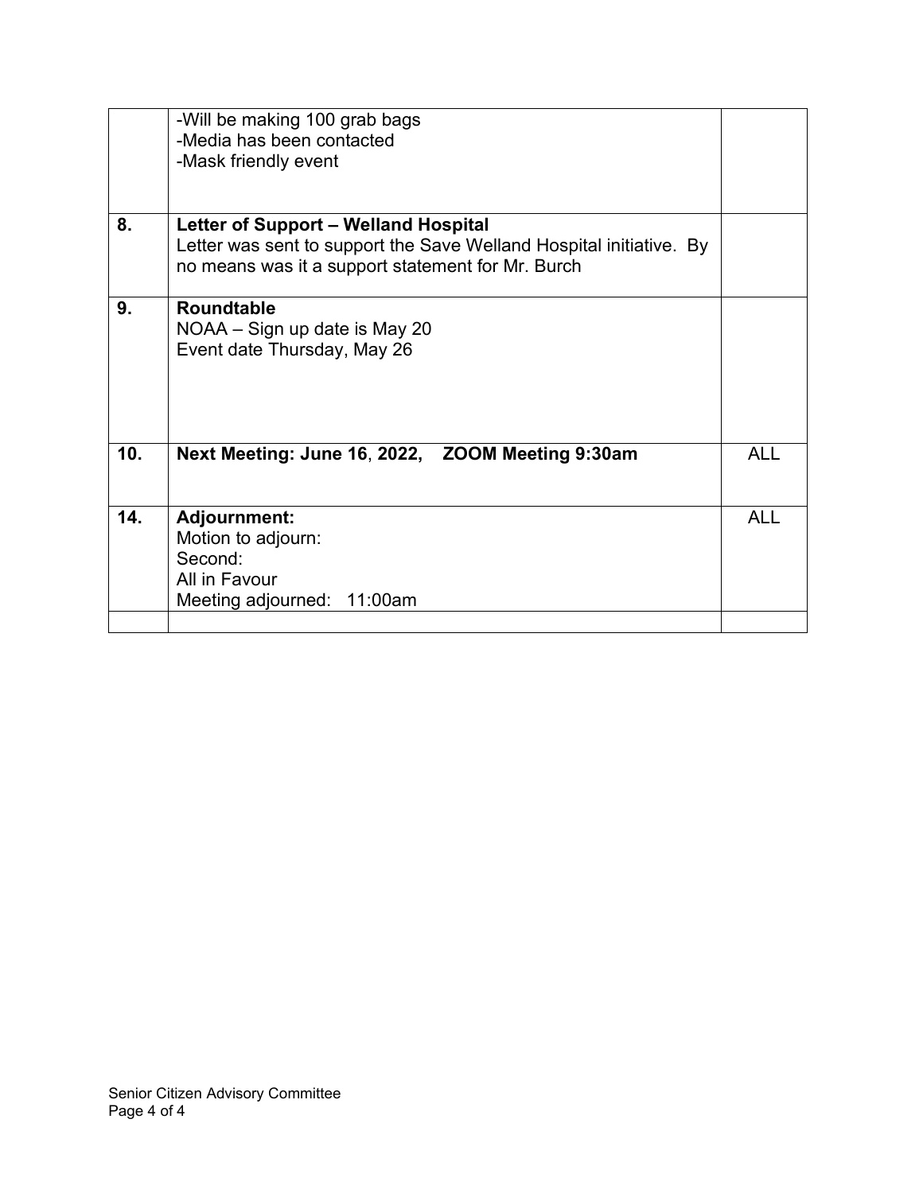| | | |
|---|---|---|
| | -Will be making 100 grab bags<br>-Media has been contacted<br>-Mask friendly event | |
| **8.** | **Letter of Support – Welland Hospital**<br>Letter was sent to support the Save Welland Hospital initiative. By no means was it a support statement for Mr. Burch | |
| **9.** | **Roundtable**<br>NOAA – Sign up date is May 20<br>Event date Thursday, May 26 | |
| **10.** | **Next Meeting: June 16, 2022, ZOOM Meeting 9:30am** | ALL |
| **14.** | **Adjournment:**<br>Motion to adjourn:<br>Second:<br>All in Favour<br>Meeting adjourned: 11:00am | ALL |
| | | |

Senior Citizen Advisory Committee